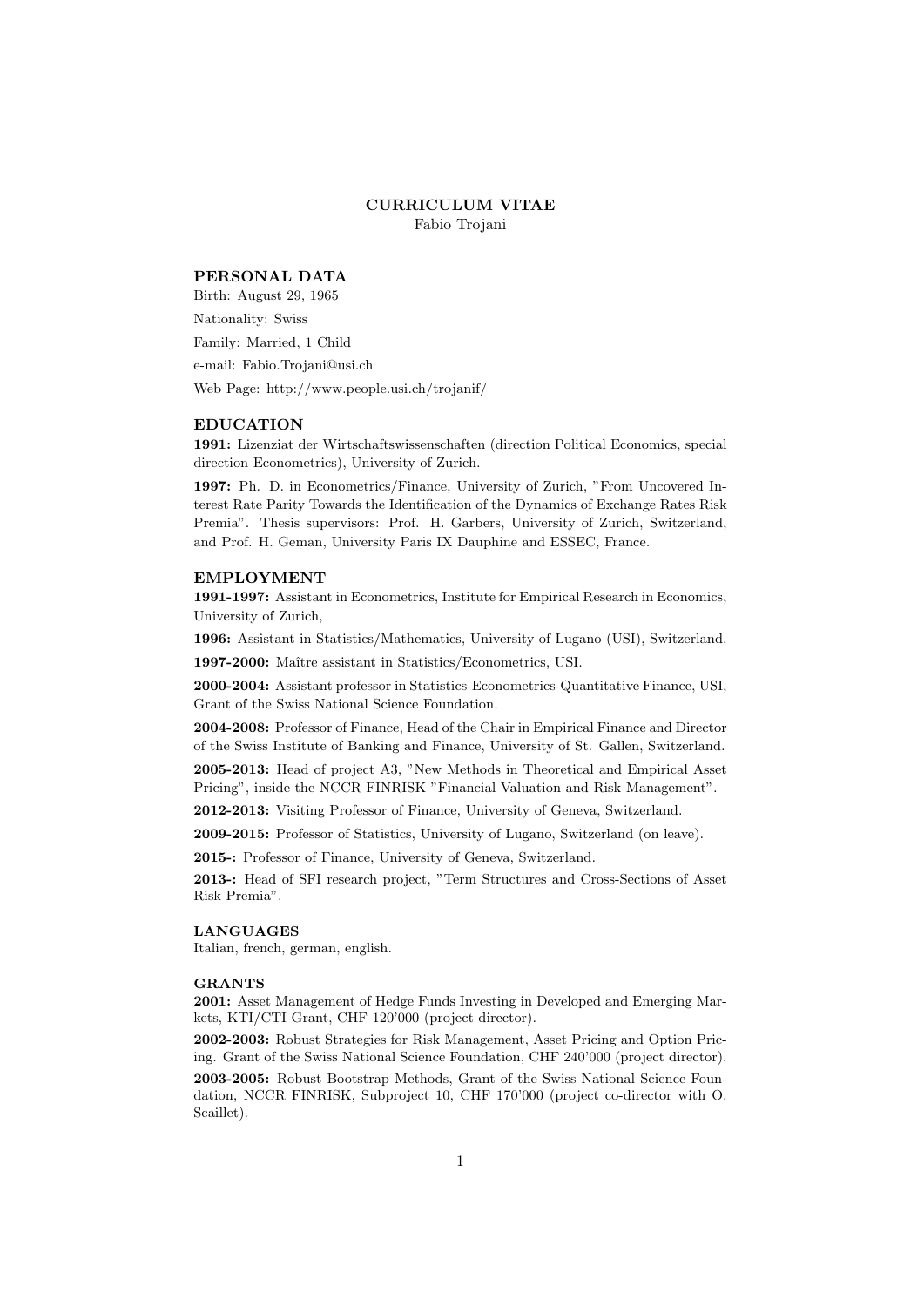# CURRICULUM VITAE

Fabio Trojani

## PERSONAL DATA

Birth: August 29, 1965

Nationality: Swiss

Family: Married, 1 Child

e-mail: Fabio.Trojani@usi.ch

Web Page: http://www.people.usi.ch/trojanif/

## EDUCATION

**1991:** Lizenziat der Wirtschaftswissenschaften (direction Political Economics, special direction Econometrics), University of Zurich.

**1997:** Ph. D. in Econometrics/Finance, University of Zurich, "From Uncovered Interest Rate Parity Towards the Identification of the Dynamics of Exchange Rates Risk Premia". Thesis supervisors: Prof. H. Garbers, University of Zurich, Switzerland, and Prof. H. Geman, University Paris IX Dauphine and ESSEC, France.

## EMPLOYMENT

**1991-1997:** Assistant in Econometrics, Institute for Empirical Research in Economics, University of Zurich,

**1996:** Assistant in Statistics/Mathematics, University of Lugano (USI), Switzerland.

**1997-2000:** Maître assistant in Statistics/Econometrics, USI.

**2000-2004:** Assistant professor in Statistics-Econometrics-Quantitative Finance, USI, Grant of the Swiss National Science Foundation.

**2004-2008:** Professor of Finance, Head of the Chair in Empirical Finance and Director of the Swiss Institute of Banking and Finance, University of St. Gallen, Switzerland.

**2005-2013:** Head of project A3, "New Methods in Theoretical and Empirical Asset Pricing", inside the NCCR FINRISK "Financial Valuation and Risk Management".

**2012-2013:** Visiting Professor of Finance, University of Geneva, Switzerland.

**2009-2015:** Professor of Statistics, University of Lugano, Switzerland (on leave).

**2015-:** Professor of Finance, University of Geneva, Switzerland.

**2013-:** Head of SFI research project, "Term Structures and Cross-Sections of Asset Risk Premia".

## LANGUAGES

Italian, french, german, english.

## GRANTS

**2001:** Asset Management of Hedge Funds Investing in Developed and Emerging Markets, KTI/CTI Grant, CHF 120'000 (project director).

**2002-2003:** Robust Strategies for Risk Management, Asset Pricing and Option Pricing. Grant of the Swiss National Science Foundation, CHF 240'000 (project director).

**2003-2005:** Robust Bootstrap Methods, Grant of the Swiss National Science Foundation, NCCR FINRISK, Subproject 10, CHF 170'000 (project co-director with O. Scaillet).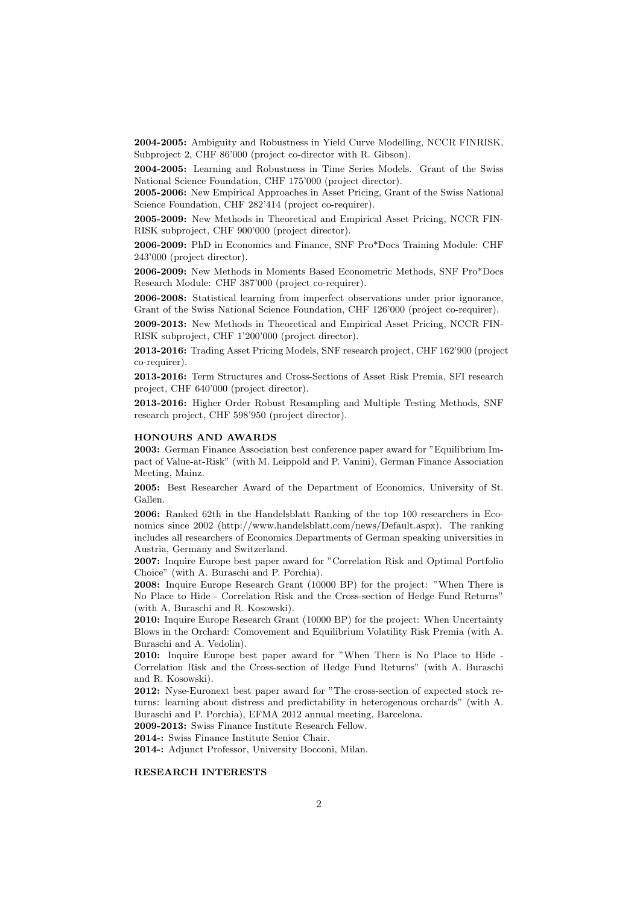**2004-2005:** Ambiguity and Robustness in Yield Curve Modelling, NCCR FINRISK, Subproject 2, CHF 86'000 (project co-director with R. Gibson).

**2004-2005:** Learning and Robustness in Time Series Models. Grant of the Swiss National Science Foundation, CHF 175'000 (project director).

**2005-2006:** New Empirical Approaches in Asset Pricing, Grant of the Swiss National Science Foundation, CHF 282'414 (project co-requirer).

**2005-2009:** New Methods in Theoretical and Empirical Asset Pricing, NCCR FINRISK subproject, CHF 900'000 (project director).

**2006-2009:** PhD in Economics and Finance, SNF Pro*Docs Training Module: CHF 243'000 (project director).

**2006-2009:** New Methods in Moments Based Econometric Methods, SNF Pro*Docs Research Module: CHF 387'000 (project co-requirer).

**2006-2008:** Statistical learning from imperfect observations under prior ignorance, Grant of the Swiss National Science Foundation, CHF 126'000 (project co-requirer).

**2009-2013:** New Methods in Theoretical and Empirical Asset Pricing, NCCR FINRISK subproject, CHF 1'200'000 (project director).

**2013-2016:** Trading Asset Pricing Models, SNF research project, CHF 162'900 (project co-requirer).

**2013-2016:** Term Structures and Cross-Sections of Asset Risk Premia, SFI research project, CHF 640'000 (project director).

**2013-2016:** Higher Order Robust Resampling and Multiple Testing Methods, SNF research project, CHF 598'950 (project director).

### HONOURS AND AWARDS

**2003:** German Finance Association best conference paper award for "Equilibrium Impact of Value-at-Risk" (with M. Leippold and P. Vanini), German Finance Association Meeting, Mainz.

**2005:** Best Researcher Award of the Department of Economics, University of St. Gallen.

**2006:** Ranked 62th in the Handelsblatt Ranking of the top 100 researchers in Economics since 2002 (http://www.handelsblatt.com/news/Default.aspx). The ranking includes all researchers of Economics Departments of German speaking universities in Austria, Germany and Switzerland.

**2007:** Inquire Europe best paper award for "Correlation Risk and Optimal Portfolio Choice" (with A. Buraschi and P. Porchia).

**2008:** Inquire Europe Research Grant (10000 BP) for the project: "When There is No Place to Hide - Correlation Risk and the Cross-section of Hedge Fund Returns" (with A. Buraschi and R. Kosowski).

**2010:** Inquire Europe Research Grant (10000 BP) for the project: When Uncertainty Blows in the Orchard: Comovement and Equilibrium Volatility Risk Premia (with A. Buraschi and A. Vedolin).

**2010:** Inquire Europe best paper award for "When There is No Place to Hide - Correlation Risk and the Cross-section of Hedge Fund Returns" (with A. Buraschi and R. Kosowski).

**2012:** Nyse-Euronext best paper award for "The cross-section of expected stock returns: learning about distress and predictability in heterogenous orchards" (with A. Buraschi and P. Porchia), EFMA 2012 annual meeting, Barcelona.

**2009-2013:** Swiss Finance Institute Research Fellow.

**2014-:** Swiss Finance Institute Senior Chair.

**2014-:** Adjunct Professor, University Bocconi, Milan.

### RESEARCH INTERESTS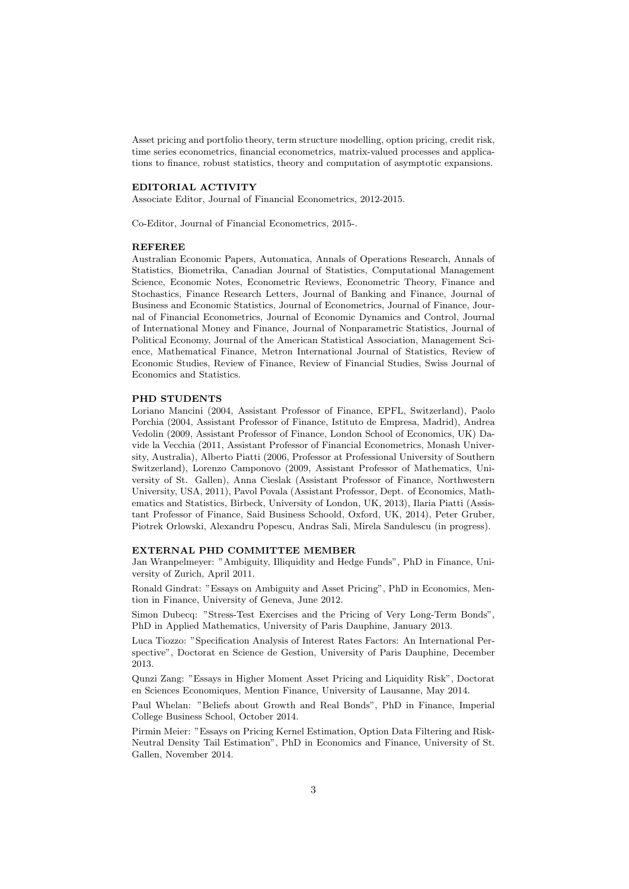Asset pricing and portfolio theory, term structure modelling, option pricing, credit risk, time series econometrics, financial econometrics, matrix-valued processes and applications to finance, robust statistics, theory and computation of asymptotic expansions.

### EDITORIAL ACTIVITY

Associate Editor, Journal of Financial Econometrics, 2012-2015.

Co-Editor, Journal of Financial Econometrics, 2015-.

### REFEREE

Australian Economic Papers, Automatica, Annals of Operations Research, Annals of Statistics, Biometrika, Canadian Journal of Statistics, Computational Management Science, Economic Notes, Econometric Reviews, Econometric Theory, Finance and Stochastics, Finance Research Letters, Journal of Banking and Finance, Journal of Business and Economic Statistics, Journal of Econometrics, Journal of Finance, Journal of Financial Econometrics, Journal of Economic Dynamics and Control, Journal of International Money and Finance, Journal of Nonparametric Statistics, Journal of Political Economy, Journal of the American Statistical Association, Management Science, Mathematical Finance, Metron International Journal of Statistics, Review of Economic Studies, Review of Finance, Review of Financial Studies, Swiss Journal of Economics and Statistics.

### PHD STUDENTS

Loriano Mancini (2004, Assistant Professor of Finance, EPFL, Switzerland), Paolo Porchia (2004, Assistant Professor of Finance, Istituto de Empresa, Madrid), Andrea Vedolin (2009, Assistant Professor of Finance, London School of Economics, UK) Davide la Vecchia (2011, Assistant Professor of Financial Econometrics, Monash University, Australia), Alberto Piatti (2006, Professor at Professional University of Southern Switzerland), Lorenzo Camponovo (2009, Assistant Professor of Mathematics, University of St. Gallen), Anna Cieslak (Assistant Professor of Finance, Northwestern University, USA, 2011), Pavol Povala (Assistant Professor, Dept. of Economics, Mathematics and Statistics, Birbeck, University of London, UK, 2013), Ilaria Piatti (Assistant Professor of Finance, Said Business Schoold, Oxford, UK, 2014), Peter Gruber, Piotrek Orlowski, Alexandru Popescu, Andras Sali, Mirela Sandulescu (in progress).

### EXTERNAL PHD COMMITTEE MEMBER

Jan Wranpelmeyer: "Ambiguity, Illiquidity and Hedge Funds", PhD in Finance, University of Zurich, April 2011.

Ronald Gindrat: "Essays on Ambiguity and Asset Pricing", PhD in Economics, Mention in Finance, University of Geneva, June 2012.

Simon Dubecq: "Stress-Test Exercises and the Pricing of Very Long-Term Bonds", PhD in Applied Mathematics, University of Paris Dauphine, January 2013.

Luca Tiozzo: "Specification Analysis of Interest Rates Factors: An International Perspective", Doctorat en Science de Gestion, University of Paris Dauphine, December 2013.

Qunzi Zang: "Essays in Higher Moment Asset Pricing and Liquidity Risk", Doctorat en Sciences Economiques, Mention Finance, University of Lausanne, May 2014.

Paul Whelan: "Beliefs about Growth and Real Bonds", PhD in Finance, Imperial College Business School, October 2014.

Pirmin Meier: "Essays on Pricing Kernel Estimation, Option Data Filtering and Risk-Neutral Density Tail Estimation", PhD in Economics and Finance, University of St. Gallen, November 2014.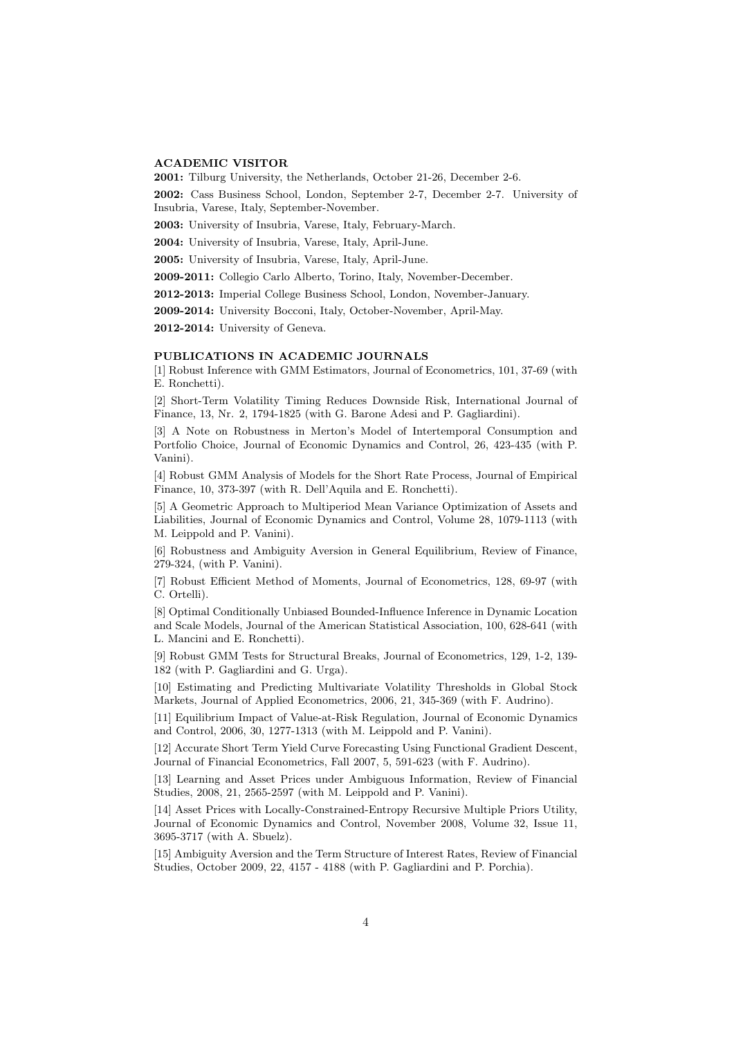### ACADEMIC VISITOR

**2001:** Tilburg University, the Netherlands, October 21-26, December 2-6.

**2002:** Cass Business School, London, September 2-7, December 2-7. University of Insubria, Varese, Italy, September-November.

**2003:** University of Insubria, Varese, Italy, February-March.

**2004:** University of Insubria, Varese, Italy, April-June.

**2005:** University of Insubria, Varese, Italy, April-June.

**2009-2011:** Collegio Carlo Alberto, Torino, Italy, November-December.

**2012-2013:** Imperial College Business School, London, November-January.

**2009-2014:** University Bocconi, Italy, October-November, April-May.

**2012-2014:** University of Geneva.

### PUBLICATIONS IN ACADEMIC JOURNALS

[1] Robust Inference with GMM Estimators, Journal of Econometrics, 101, 37-69 (with E. Ronchetti).

[2] Short-Term Volatility Timing Reduces Downside Risk, International Journal of Finance, 13, Nr. 2, 1794-1825 (with G. Barone Adesi and P. Gagliardini).

[3] A Note on Robustness in Merton's Model of Intertemporal Consumption and Portfolio Choice, Journal of Economic Dynamics and Control, 26, 423-435 (with P. Vanini).

[4] Robust GMM Analysis of Models for the Short Rate Process, Journal of Empirical Finance, 10, 373-397 (with R. Dell'Aquila and E. Ronchetti).

[5] A Geometric Approach to Multiperiod Mean Variance Optimization of Assets and Liabilities, Journal of Economic Dynamics and Control, Volume 28, 1079-1113 (with M. Leippold and P. Vanini).

[6] Robustness and Ambiguity Aversion in General Equilibrium, Review of Finance, 279-324, (with P. Vanini).

[7] Robust Efficient Method of Moments, Journal of Econometrics, 128, 69-97 (with C. Ortelli).

[8] Optimal Conditionally Unbiased Bounded-Influence Inference in Dynamic Location and Scale Models, Journal of the American Statistical Association, 100, 628-641 (with L. Mancini and E. Ronchetti).

[9] Robust GMM Tests for Structural Breaks, Journal of Econometrics, 129, 1-2, 139-182 (with P. Gagliardini and G. Urga).

[10] Estimating and Predicting Multivariate Volatility Thresholds in Global Stock Markets, Journal of Applied Econometrics, 2006, 21, 345-369 (with F. Audrino).

[11] Equilibrium Impact of Value-at-Risk Regulation, Journal of Economic Dynamics and Control, 2006, 30, 1277-1313 (with M. Leippold and P. Vanini).

[12] Accurate Short Term Yield Curve Forecasting Using Functional Gradient Descent, Journal of Financial Econometrics, Fall 2007, 5, 591-623 (with F. Audrino).

[13] Learning and Asset Prices under Ambiguous Information, Review of Financial Studies, 2008, 21, 2565-2597 (with M. Leippold and P. Vanini).

[14] Asset Prices with Locally-Constrained-Entropy Recursive Multiple Priors Utility, Journal of Economic Dynamics and Control, November 2008, Volume 32, Issue 11, 3695-3717 (with A. Sbuelz).

[15] Ambiguity Aversion and the Term Structure of Interest Rates, Review of Financial Studies, October 2009, 22, 4157 - 4188 (with P. Gagliardini and P. Porchia).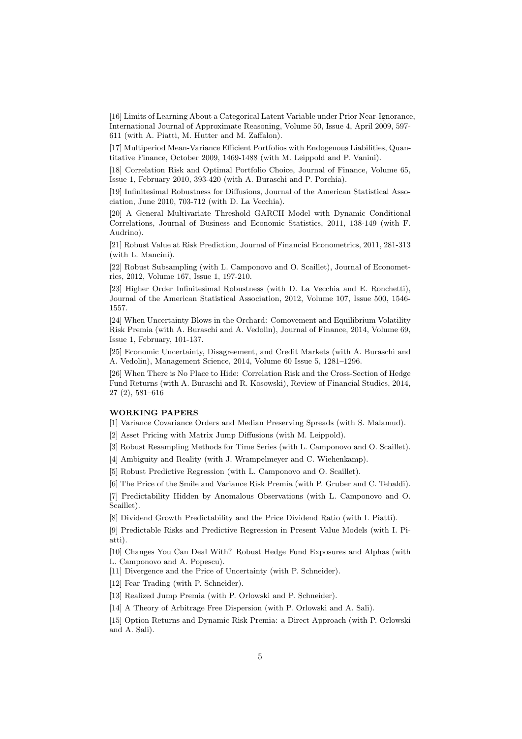[16] Limits of Learning About a Categorical Latent Variable under Prior Near-Ignorance, International Journal of Approximate Reasoning, Volume 50, Issue 4, April 2009, 597-611 (with A. Piatti, M. Hutter and M. Zaffalon).

[17] Multiperiod Mean-Variance Efficient Portfolios with Endogenous Liabilities, Quantitative Finance, October 2009, 1469-1488 (with M. Leippold and P. Vanini).

[18] Correlation Risk and Optimal Portfolio Choice, Journal of Finance, Volume 65, Issue 1, February 2010, 393-420 (with A. Buraschi and P. Porchia).

[19] Infinitesimal Robustness for Diffusions, Journal of the American Statistical Association, June 2010, 703-712 (with D. La Vecchia).

[20] A General Multivariate Threshold GARCH Model with Dynamic Conditional Correlations, Journal of Business and Economic Statistics, 2011, 138-149 (with F. Audrino).

[21] Robust Value at Risk Prediction, Journal of Financial Econometrics, 2011, 281-313 (with L. Mancini).

[22] Robust Subsampling (with L. Camponovo and O. Scaillet), Journal of Econometrics, 2012, Volume 167, Issue 1, 197-210.

[23] Higher Order Infinitesimal Robustness (with D. La Vecchia and E. Ronchetti), Journal of the American Statistical Association, 2012, Volume 107, Issue 500, 1546-1557.

[24] When Uncertainty Blows in the Orchard: Comovement and Equilibrium Volatility Risk Premia (with A. Buraschi and A. Vedolin), Journal of Finance, 2014, Volume 69, Issue 1, February, 101-137.

[25] Economic Uncertainty, Disagreement, and Credit Markets (with A. Buraschi and A. Vedolin), Management Science, 2014, Volume 60 Issue 5, 1281–1296.

[26] When There is No Place to Hide: Correlation Risk and the Cross-Section of Hedge Fund Returns (with A. Buraschi and R. Kosowski), Review of Financial Studies, 2014, 27 (2), 581–616

#### WORKING PAPERS

[1] Variance Covariance Orders and Median Preserving Spreads (with S. Malamud).

[2] Asset Pricing with Matrix Jump Diffusions (with M. Leippold).

[3] Robust Resampling Methods for Time Series (with L. Camponovo and O. Scaillet).

[4] Ambiguity and Reality (with J. Wrampelmeyer and C. Wiehenkamp).

[5] Robust Predictive Regression (with L. Camponovo and O. Scaillet).

[6] The Price of the Smile and Variance Risk Premia (with P. Gruber and C. Tebaldi).

[7] Predictability Hidden by Anomalous Observations (with L. Camponovo and O. Scaillet).

[8] Dividend Growth Predictability and the Price Dividend Ratio (with I. Piatti).

[9] Predictable Risks and Predictive Regression in Present Value Models (with I. Piatti).

[10] Changes You Can Deal With? Robust Hedge Fund Exposures and Alphas (with L. Camponovo and A. Popescu).

[11] Divergence and the Price of Uncertainty (with P. Schneider).

[12] Fear Trading (with P. Schneider).

[13] Realized Jump Premia (with P. Orlowski and P. Schneider).

[14] A Theory of Arbitrage Free Dispersion (with P. Orlowski and A. Sali).

[15] Option Returns and Dynamic Risk Premia: a Direct Approach (with P. Orlowski and A. Sali).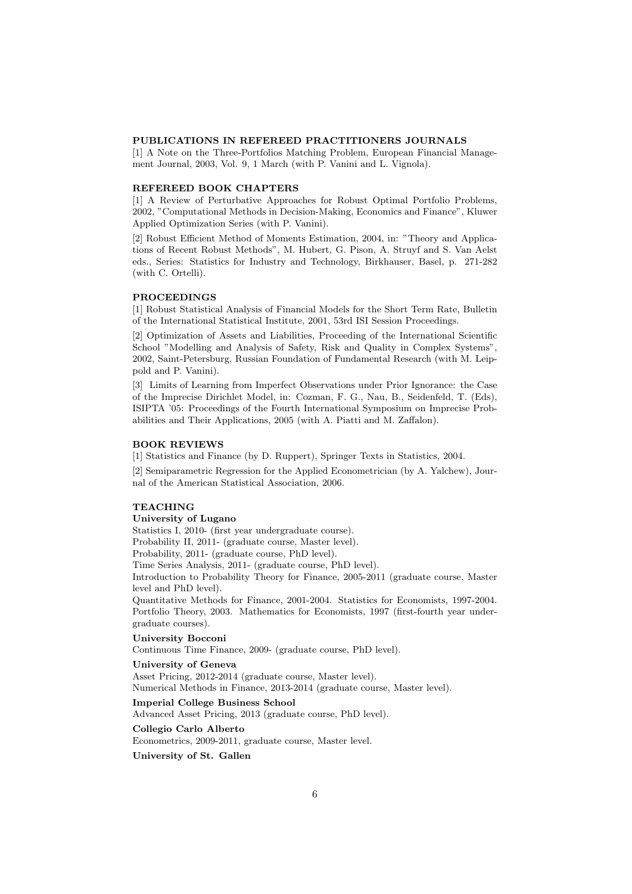## PUBLICATIONS IN REFEREED PRACTITIONERS JOURNALS

[1] A Note on the Three-Portfolios Matching Problem, European Financial Management Journal, 2003, Vol. 9, 1 March (with P. Vanini and L. Vignola).

## REFEREED BOOK CHAPTERS

[1] A Review of Perturbative Approaches for Robust Optimal Portfolio Problems, 2002, "Computational Methods in Decision-Making, Economics and Finance", Kluwer Applied Optimization Series (with P. Vanini).

[2] Robust Efficient Method of Moments Estimation, 2004, in: "Theory and Applications of Recent Robust Methods", M. Hubert, G. Pison, A. Struyf and S. Van Aelst eds., Series: Statistics for Industry and Technology, Birkhauser, Basel, p. 271-282 (with C. Ortelli).

## PROCEEDINGS

[1] Robust Statistical Analysis of Financial Models for the Short Term Rate, Bulletin of the International Statistical Institute, 2001, 53rd ISI Session Proceedings.

[2] Optimization of Assets and Liabilities, Proceeding of the International Scientific School "Modelling and Analysis of Safety, Risk and Quality in Complex Systems", 2002, Saint-Petersburg, Russian Foundation of Fundamental Research (with M. Leippold and P. Vanini).

[3] Limits of Learning from Imperfect Observations under Prior Ignorance: the Case of the Imprecise Dirichlet Model, in: Cozman, F. G., Nau, B., Seidenfeld, T. (Eds), ISIPTA '05: Proceedings of the Fourth International Symposium on Imprecise Probabilities and Their Applications, 2005 (with A. Piatti and M. Zaffalon).

## BOOK REVIEWS

[1] Statistics and Finance (by D. Ruppert), Springer Texts in Statistics, 2004.

[2] Semiparametric Regression for the Applied Econometrician (by A. Yalchew), Journal of the American Statistical Association, 2006.

## TEACHING

**University of Lugano**

Statistics I, 2010- (first year undergraduate course).
Probability II, 2011- (graduate course, Master level).
Probability, 2011- (graduate course, PhD level).
Time Series Analysis, 2011- (graduate course, PhD level).
Introduction to Probability Theory for Finance, 2005-2011 (graduate course, Master level and PhD level).
Quantitative Methods for Finance, 2001-2004. Statistics for Economists, 1997-2004. Portfolio Theory, 2003. Mathematics for Economists, 1997 (first-fourth year undergraduate courses).

**University Bocconi**

Continuous Time Finance, 2009- (graduate course, PhD level).

**University of Geneva**

Asset Pricing, 2012-2014 (graduate course, Master level).
Numerical Methods in Finance, 2013-2014 (graduate course, Master level).

**Imperial College Business School**

Advanced Asset Pricing, 2013 (graduate course, PhD level).

**Collegio Carlo Alberto**

Econometrics, 2009-2011, graduate course, Master level.

**University of St. Gallen**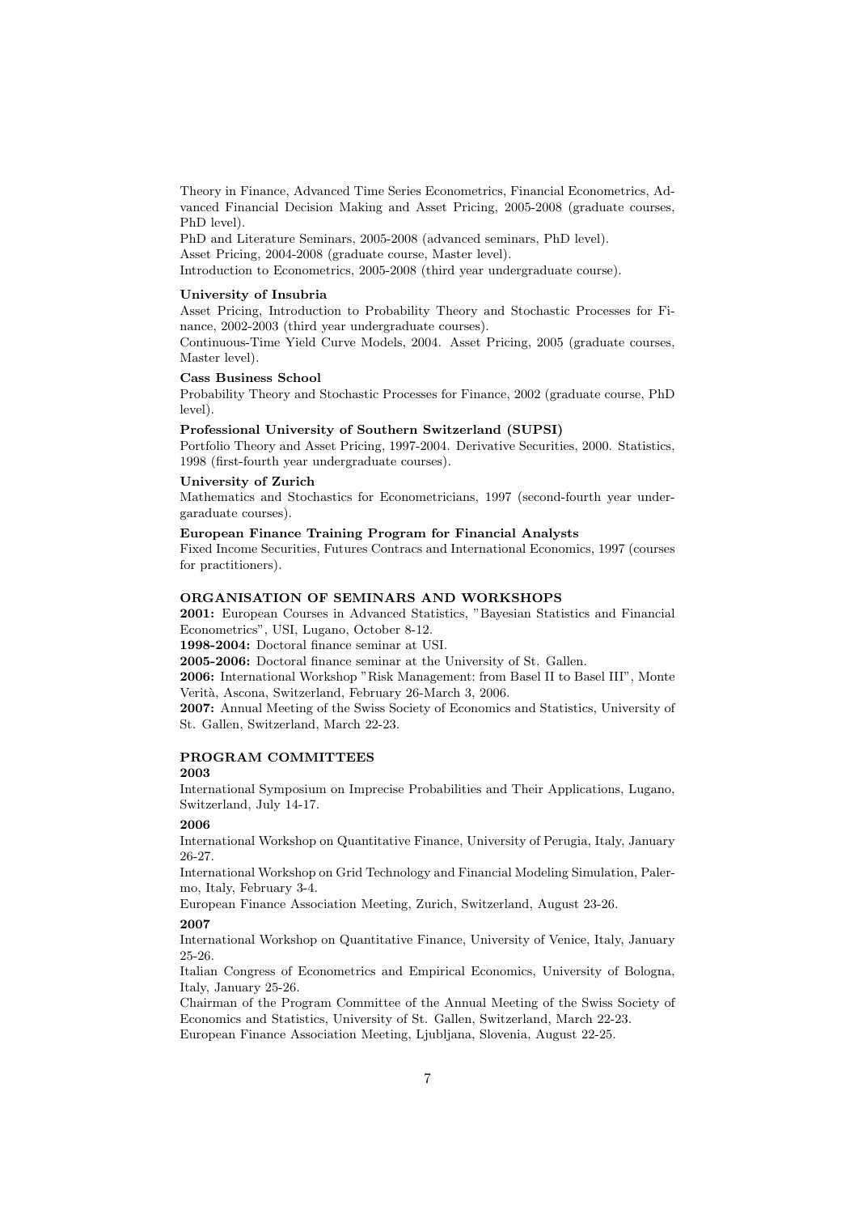Theory in Finance, Advanced Time Series Econometrics, Financial Econometrics, Advanced Financial Decision Making and Asset Pricing, 2005-2008 (graduate courses, PhD level).
PhD and Literature Seminars, 2005-2008 (advanced seminars, PhD level).
Asset Pricing, 2004-2008 (graduate course, Master level).
Introduction to Econometrics, 2005-2008 (third year undergraduate course).

**University of Insubria**
Asset Pricing, Introduction to Probability Theory and Stochastic Processes for Finance, 2002-2003 (third year undergraduate courses).
Continuous-Time Yield Curve Models, 2004. Asset Pricing, 2005 (graduate courses, Master level).

**Cass Business School**
Probability Theory and Stochastic Processes for Finance, 2002 (graduate course, PhD level).

**Professional University of Southern Switzerland (SUPSI)**
Portfolio Theory and Asset Pricing, 1997-2004. Derivative Securities, 2000. Statistics, 1998 (first-fourth year undergraduate courses).

**University of Zurich**
Mathematics and Stochastics for Econometricians, 1997 (second-fourth year undergaraduate courses).

**European Finance Training Program for Financial Analysts**
Fixed Income Securities, Futures Contracs and International Economics, 1997 (courses for practitioners).

## ORGANISATION OF SEMINARS AND WORKSHOPS

**2001:** European Courses in Advanced Statistics, "Bayesian Statistics and Financial Econometrics", USI, Lugano, October 8-12.
**1998-2004:** Doctoral finance seminar at USI.
**2005-2006:** Doctoral finance seminar at the University of St. Gallen.
**2006:** International Workshop "Risk Management: from Basel II to Basel III", Monte Verità, Ascona, Switzerland, February 26-March 3, 2006.
**2007:** Annual Meeting of the Swiss Society of Economics and Statistics, University of St. Gallen, Switzerland, March 22-23.

## PROGRAM COMMITTEES

**2003**
International Symposium on Imprecise Probabilities and Their Applications, Lugano, Switzerland, July 14-17.

**2006**
International Workshop on Quantitative Finance, University of Perugia, Italy, January 26-27.
International Workshop on Grid Technology and Financial Modeling Simulation, Palermo, Italy, February 3-4.
European Finance Association Meeting, Zurich, Switzerland, August 23-26.

**2007**
International Workshop on Quantitative Finance, University of Venice, Italy, January 25-26.
Italian Congress of Econometrics and Empirical Economics, University of Bologna, Italy, January 25-26.
Chairman of the Program Committee of the Annual Meeting of the Swiss Society of Economics and Statistics, University of St. Gallen, Switzerland, March 22-23.
European Finance Association Meeting, Ljubljana, Slovenia, August 22-25.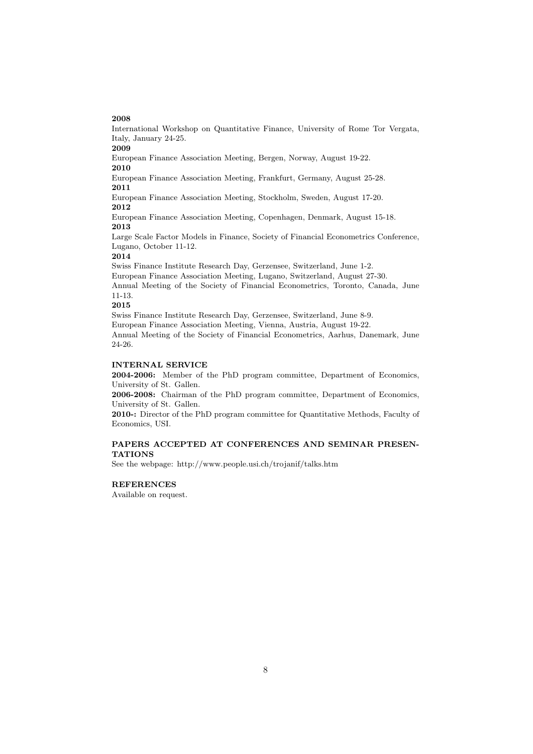**2008**

International Workshop on Quantitative Finance, University of Rome Tor Vergata, Italy, January 24-25.

**2009**

European Finance Association Meeting, Bergen, Norway, August 19-22.

**2010**

European Finance Association Meeting, Frankfurt, Germany, August 25-28.

**2011**

European Finance Association Meeting, Stockholm, Sweden, August 17-20.

**2012**

European Finance Association Meeting, Copenhagen, Denmark, August 15-18.

**2013**

Large Scale Factor Models in Finance, Society of Financial Econometrics Conference, Lugano, October 11-12.

**2014**

Swiss Finance Institute Research Day, Gerzensee, Switzerland, June 1-2.
European Finance Association Meeting, Lugano, Switzerland, August 27-30.
Annual Meeting of the Society of Financial Econometrics, Toronto, Canada, June 11-13.

**2015**

Swiss Finance Institute Research Day, Gerzensee, Switzerland, June 8-9.
European Finance Association Meeting, Vienna, Austria, August 19-22.
Annual Meeting of the Society of Financial Econometrics, Aarhus, Danemark, June 24-26.

## INTERNAL SERVICE

**2004-2006:** Member of the PhD program committee, Department of Economics, University of St. Gallen.

**2006-2008:** Chairman of the PhD program committee, Department of Economics, University of St. Gallen.

**2010-:** Director of the PhD program committee for Quantitative Methods, Faculty of Economics, USI.

## PAPERS ACCEPTED AT CONFERENCES AND SEMINAR PRESENTATIONS

See the webpage: http://www.people.usi.ch/trojanif/talks.htm

## REFERENCES

Available on request.